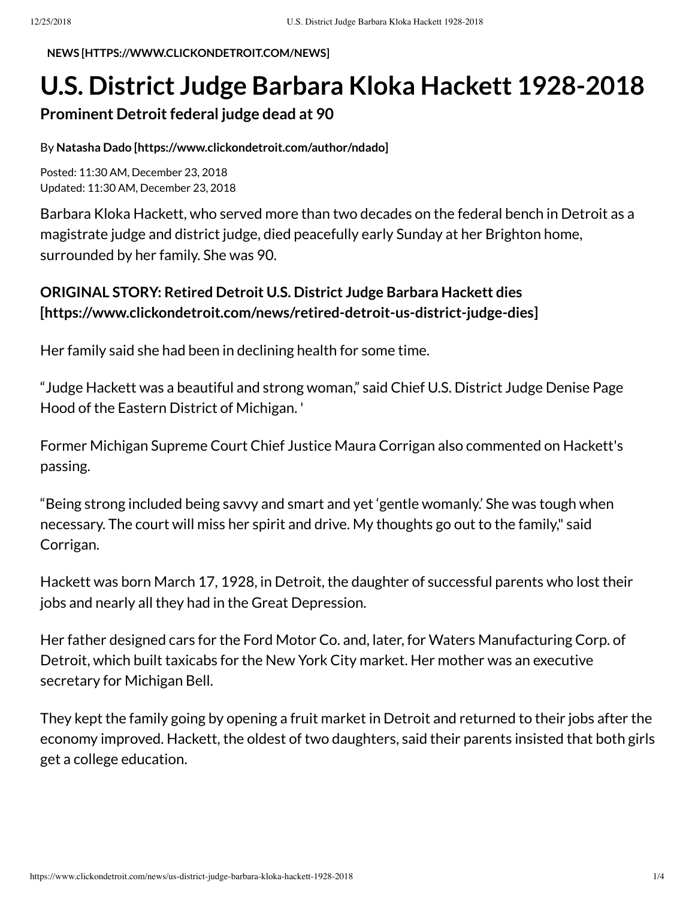**NEWS [HTTPS://WWW.CLICKONDETROIT.COM/NEWS]**

# U.S. District Judge Barbara Kloka Hackett 1928-2018

### Prominent Detroit federal judge dead at 90

By **Natasha Dado [https://www.clickondetroit.com/author/ndado]**

Posted: 11:30 AM, December 23, 2018
Updated: 11:30 AM, December 23, 2018

Barbara Kloka Hackett, who served more than two decades on the federal bench in Detroit as a magistrate judge and district judge, died peacefully early Sunday at her Brighton home, surrounded by her family. She was 90.

**ORIGINAL STORY: Retired Detroit U.S. District Judge Barbara Hackett dies [https://www.clickondetroit.com/news/retired-detroit-us-district-judge-dies]**

Her family said she had been in declining health for some time.

"Judge Hackett was a beautiful and strong woman," said Chief U.S. District Judge Denise Page Hood of the Eastern District of Michigan. '

Former Michigan Supreme Court Chief Justice Maura Corrigan also commented on Hackett's passing.

"Being strong included being savvy and smart and yet 'gentle womanly.' She was tough when necessary. The court will miss her spirit and drive. My thoughts go out to the family," said Corrigan.

Hackett was born March 17, 1928, in Detroit, the daughter of successful parents who lost their jobs and nearly all they had in the Great Depression.

Her father designed cars for the Ford Motor Co. and, later, for Waters Manufacturing Corp. of Detroit, which built taxicabs for the New York City market. Her mother was an executive secretary for Michigan Bell.

They kept the family going by opening a fruit market in Detroit and returned to their jobs after the economy improved. Hackett, the oldest of two daughters, said their parents insisted that both girls get a college education.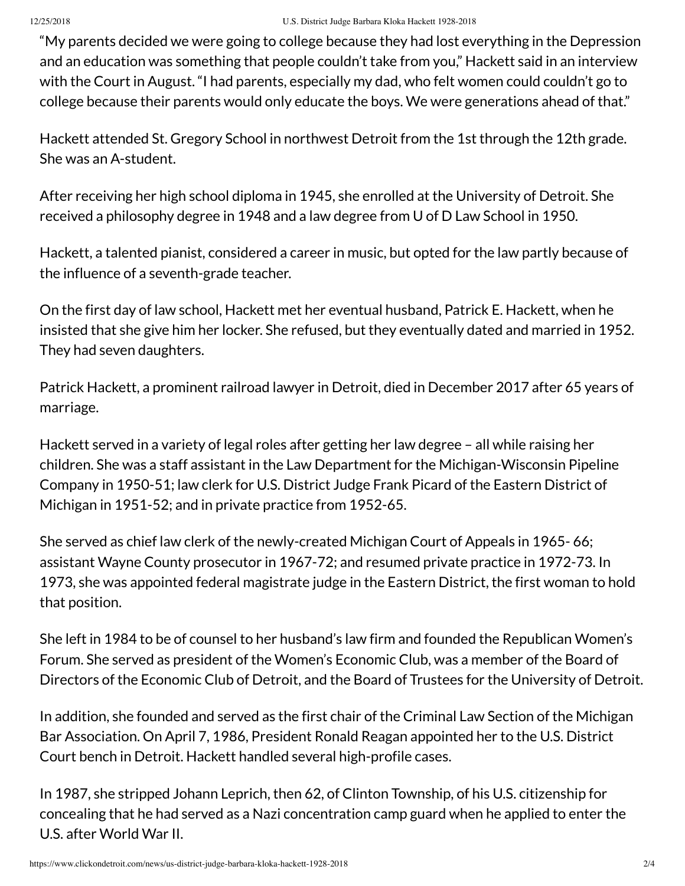"My parents decided we were going to college because they had lost everything in the Depression and an education was something that people couldn't take from you," Hackett said in an interview with the Court in August. "I had parents, especially my dad, who felt women could couldn't go to college because their parents would only educate the boys. We were generations ahead of that."

Hackett attended St. Gregory School in northwest Detroit from the 1st through the 12th grade. She was an A-student.

After receiving her high school diploma in 1945, she enrolled at the University of Detroit. She received a philosophy degree in 1948 and a law degree from U of D Law School in 1950.

Hackett, a talented pianist, considered a career in music, but opted for the law partly because of the influence of a seventh-grade teacher.

On the first day of law school, Hackett met her eventual husband, Patrick E. Hackett, when he insisted that she give him her locker. She refused, but they eventually dated and married in 1952. They had seven daughters.

Patrick Hackett, a prominent railroad lawyer in Detroit, died in December 2017 after 65 years of marriage.

Hackett served in a variety of legal roles after getting her law degree – all while raising her children. She was a staff assistant in the Law Department for the Michigan-Wisconsin Pipeline Company in 1950-51; law clerk for U.S. District Judge Frank Picard of the Eastern District of Michigan in 1951-52; and in private practice from 1952-65.

She served as chief law clerk of the newly-created Michigan Court of Appeals in 1965- 66; assistant Wayne County prosecutor in 1967-72; and resumed private practice in 1972-73. In 1973, she was appointed federal magistrate judge in the Eastern District, the first woman to hold that position.

She left in 1984 to be of counsel to her husband's law firm and founded the Republican Women's Forum. She served as president of the Women's Economic Club, was a member of the Board of Directors of the Economic Club of Detroit, and the Board of Trustees for the University of Detroit.

In addition, she founded and served as the first chair of the Criminal Law Section of the Michigan Bar Association. On April 7, 1986, President Ronald Reagan appointed her to the U.S. District Court bench in Detroit. Hackett handled several high-profile cases.

In 1987, she stripped Johann Leprich, then 62, of Clinton Township, of his U.S. citizenship for concealing that he had served as a Nazi concentration camp guard when he applied to enter the U.S. after World War II.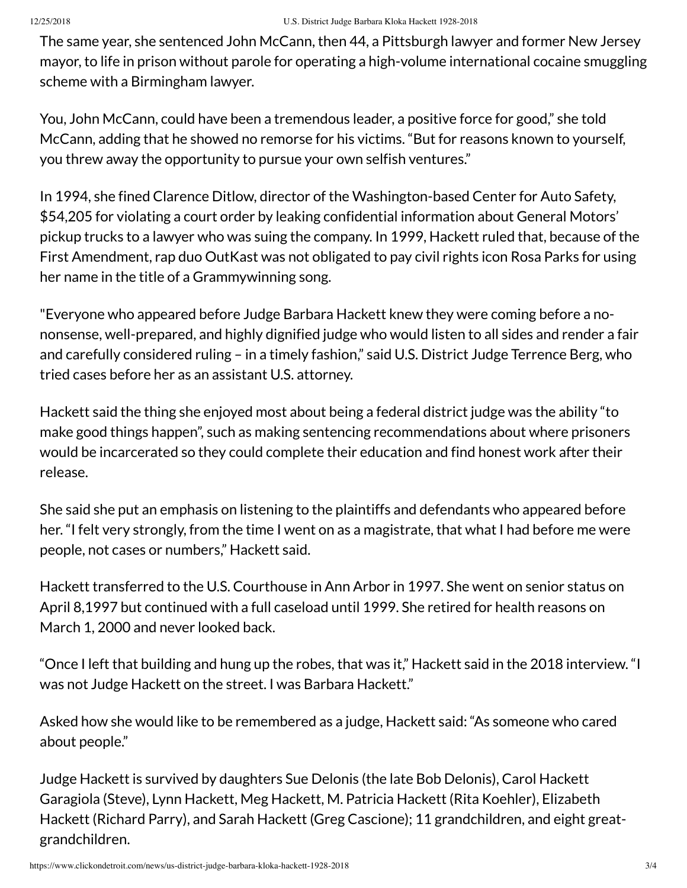The same year, she sentenced John McCann, then 44, a Pittsburgh lawyer and former New Jersey mayor, to life in prison without parole for operating a high-volume international cocaine smuggling scheme with a Birmingham lawyer.

You, John McCann, could have been a tremendous leader, a positive force for good," she told McCann, adding that he showed no remorse for his victims. "But for reasons known to yourself, you threw away the opportunity to pursue your own selfish ventures."

In 1994, she fined Clarence Ditlow, director of the Washington-based Center for Auto Safety, $54,205 for violating a court order by leaking confidential information about General Motors' pickup trucks to a lawyer who was suing the company. In 1999, Hackett ruled that, because of the First Amendment, rap duo OutKast was not obligated to pay civil rights icon Rosa Parks for using her name in the title of a Grammywinning song.

"Everyone who appeared before Judge Barbara Hackett knew they were coming before a no-nonsense, well-prepared, and highly dignified judge who would listen to all sides and render a fair and carefully considered ruling – in a timely fashion," said U.S. District Judge Terrence Berg, who tried cases before her as an assistant U.S. attorney.

Hackett said the thing she enjoyed most about being a federal district judge was the ability "to make good things happen", such as making sentencing recommendations about where prisoners would be incarcerated so they could complete their education and find honest work after their release.

She said she put an emphasis on listening to the plaintiffs and defendants who appeared before her. "I felt very strongly, from the time I went on as a magistrate, that what I had before me were people, not cases or numbers," Hackett said.

Hackett transferred to the U.S. Courthouse in Ann Arbor in 1997. She went on senior status on April 8,1997 but continued with a full caseload until 1999. She retired for health reasons on March 1, 2000 and never looked back.

"Once I left that building and hung up the robes, that was it," Hackett said in the 2018 interview. "I was not Judge Hackett on the street. I was Barbara Hackett."

Asked how she would like to be remembered as a judge, Hackett said: "As someone who cared about people."

Judge Hackett is survived by daughters Sue Delonis (the late Bob Delonis), Carol Hackett Garagiola (Steve), Lynn Hackett, Meg Hackett, M. Patricia Hackett (Rita Koehler), Elizabeth Hackett (Richard Parry), and Sarah Hackett (Greg Cascione); 11 grandchildren, and eight great-grandchildren.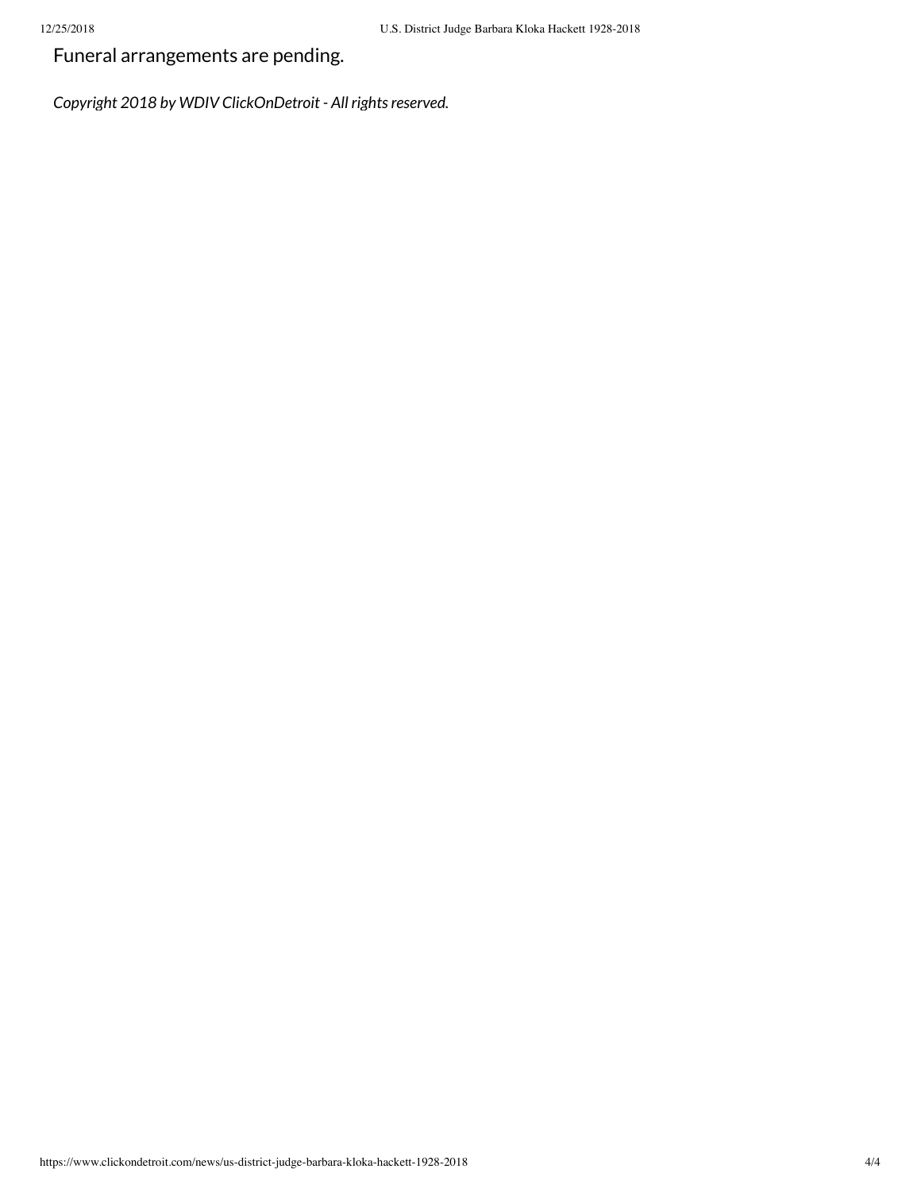Funeral arrangements are pending.

*Copyright 2018 by WDIV ClickOnDetroit - All rights reserved.*